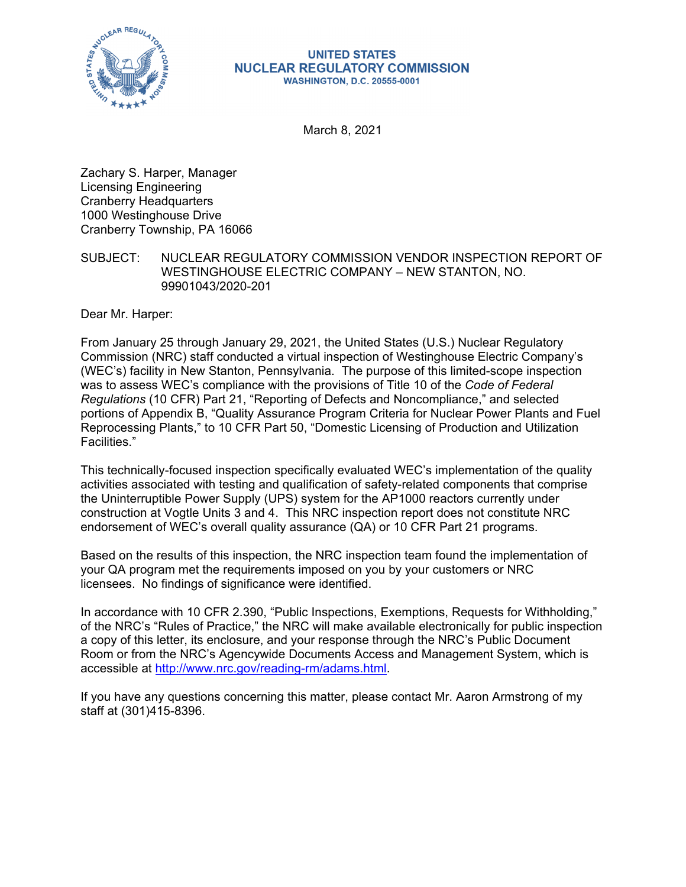UNITED STATES
NUCLEAR REGULATORY COMMISSION
WASHINGTON, D.C. 20555-0001

March 8, 2021

Zachary S. Harper, Manager
Licensing Engineering
Cranberry Headquarters
1000 Westinghouse Drive
Cranberry Township, PA 16066

SUBJECT: NUCLEAR REGULATORY COMMISSION VENDOR INSPECTION REPORT OF WESTINGHOUSE ELECTRIC COMPANY – NEW STANTON, NO. 99901043/2020-201

Dear Mr. Harper:

From January 25 through January 29, 2021, the United States (U.S.) Nuclear Regulatory Commission (NRC) staff conducted a virtual inspection of Westinghouse Electric Company's (WEC's) facility in New Stanton, Pennsylvania. The purpose of this limited-scope inspection was to assess WEC's compliance with the provisions of Title 10 of the *Code of Federal Regulations* (10 CFR) Part 21, "Reporting of Defects and Noncompliance," and selected portions of Appendix B, "Quality Assurance Program Criteria for Nuclear Power Plants and Fuel Reprocessing Plants," to 10 CFR Part 50, "Domestic Licensing of Production and Utilization Facilities."

This technically-focused inspection specifically evaluated WEC's implementation of the quality activities associated with testing and qualification of safety-related components that comprise the Uninterruptible Power Supply (UPS) system for the AP1000 reactors currently under construction at Vogtle Units 3 and 4. This NRC inspection report does not constitute NRC endorsement of WEC's overall quality assurance (QA) or 10 CFR Part 21 programs.

Based on the results of this inspection, the NRC inspection team found the implementation of your QA program met the requirements imposed on you by your customers or NRC licensees. No findings of significance were identified.

In accordance with 10 CFR 2.390, "Public Inspections, Exemptions, Requests for Withholding," of the NRC's "Rules of Practice," the NRC will make available electronically for public inspection a copy of this letter, its enclosure, and your response through the NRC's Public Document Room or from the NRC's Agencywide Documents Access and Management System, which is accessible at http://www.nrc.gov/reading-rm/adams.html.

If you have any questions concerning this matter, please contact Mr. Aaron Armstrong of my staff at (301)415-8396.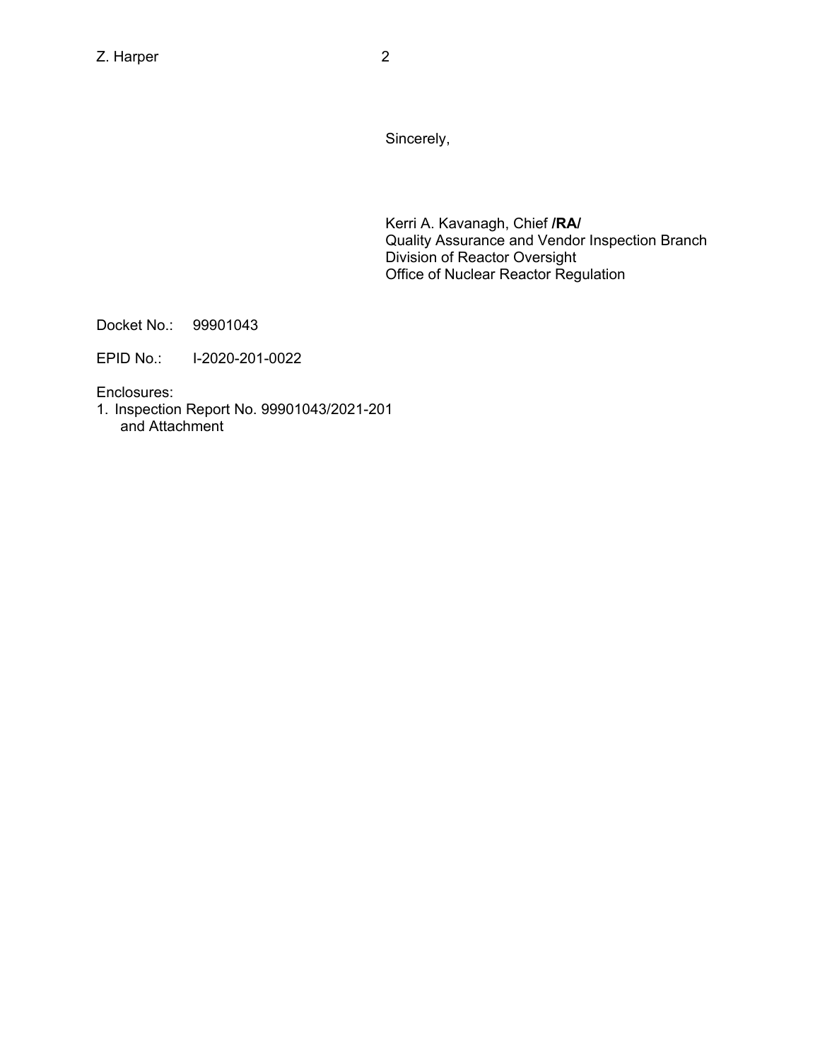Sincerely,

Kerri A. Kavanagh, Chief **/RA/**
Quality Assurance and Vendor Inspection Branch
Division of Reactor Oversight
Office of Nuclear Reactor Regulation

Docket No.: 99901043

EPID No.: I-2020-201-0022

Enclosures:

1. Inspection Report No. 99901043/2021-201
   and Attachment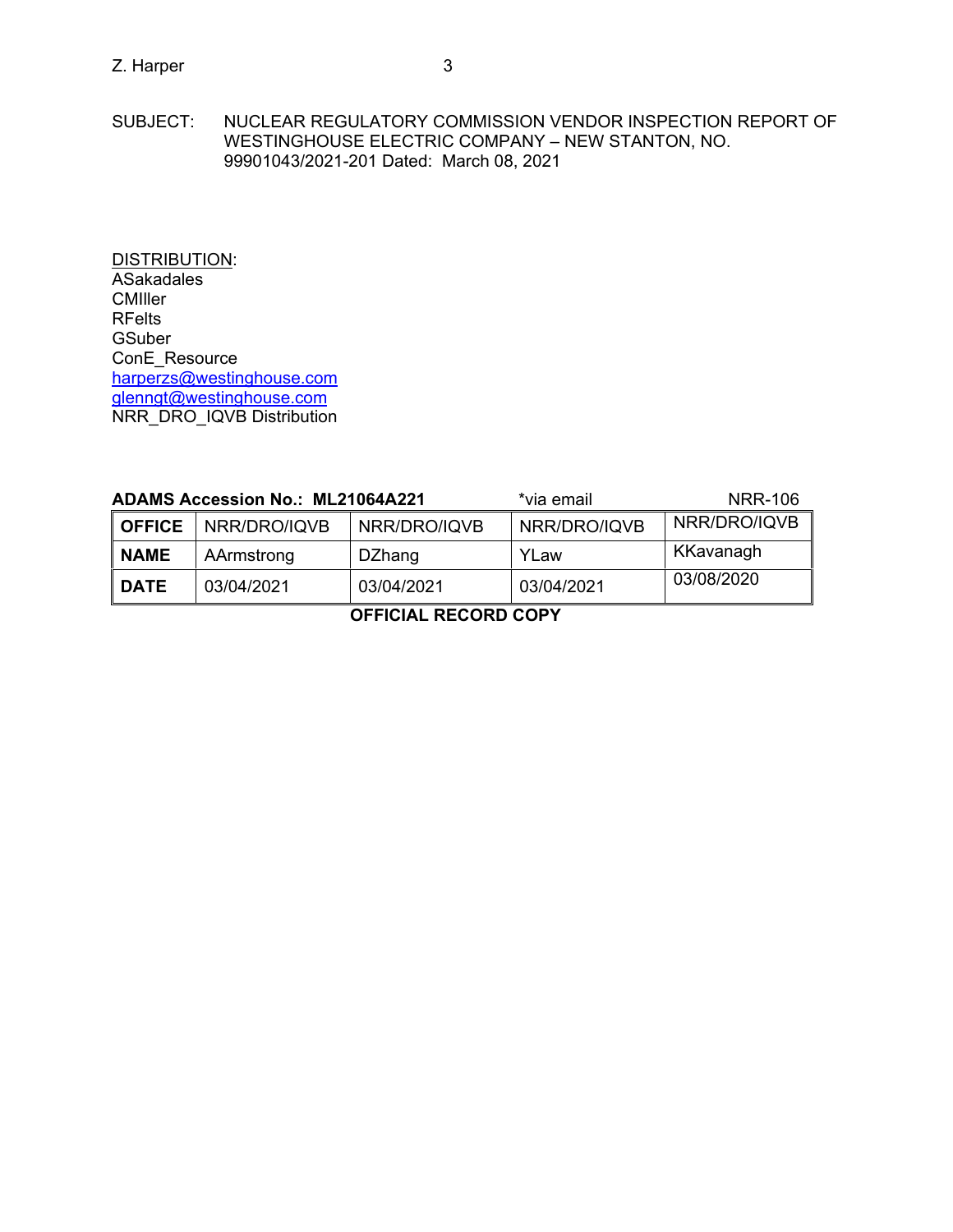SUBJECT: NUCLEAR REGULATORY COMMISSION VENDOR INSPECTION REPORT OF WESTINGHOUSE ELECTRIC COMPANY – NEW STANTON, NO. 99901043/2021-201 Dated: March 08, 2021

DISTRIBUTION:
ASakadales
CMIller
RFelts
GSuber
ConE_Resource
harperzs@westinghouse.com
glenngt@westinghouse.com
NRR_DRO_IQVB Distribution

**ADAMS Accession No.: ML21064A221** *via email NRR-106

| **OFFICE** | NRR/DRO/IQVB | NRR/DRO/IQVB | NRR/DRO/IQVB | NRR/DRO/IQVB |
|---|---|---|---|---|
| **NAME** | AArmstrong | DZhang | YLaw | KKavanagh |
| **DATE** | 03/04/2021 | 03/04/2021 | 03/04/2021 | 03/08/2020 |

**OFFICIAL RECORD COPY**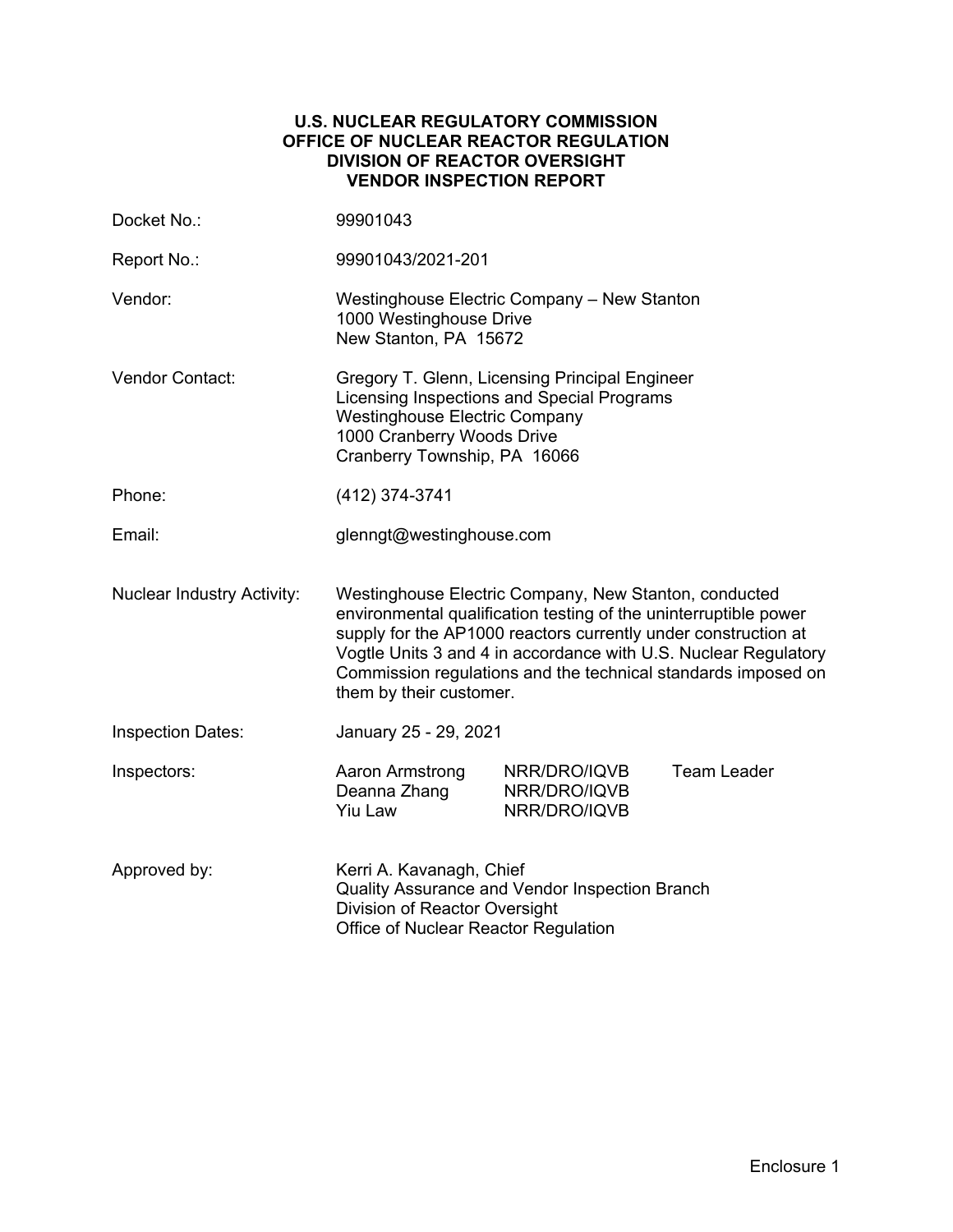**U.S. NUCLEAR REGULATORY COMMISSION**
**OFFICE OF NUCLEAR REACTOR REGULATION**
**DIVISION OF REACTOR OVERSIGHT**
**VENDOR INSPECTION REPORT**

| | |
|---|---|
| Docket No.: | 99901043 |
| Report No.: | 99901043/2021-201 |
| Vendor: | Westinghouse Electric Company – New Stanton<br>1000 Westinghouse Drive<br>New Stanton, PA 15672 |
| Vendor Contact: | Gregory T. Glenn, Licensing Principal Engineer<br>Licensing Inspections and Special Programs<br>Westinghouse Electric Company<br>1000 Cranberry Woods Drive<br>Cranberry Township, PA 16066 |
| Phone: | (412) 374-3741 |
| Email: | glenngt@westinghouse.com |
| Nuclear Industry Activity: | Westinghouse Electric Company, New Stanton, conducted environmental qualification testing of the uninterruptible power supply for the AP1000 reactors currently under construction at Vogtle Units 3 and 4 in accordance with U.S. Nuclear Regulatory Commission regulations and the technical standards imposed on them by their customer. |
| Inspection Dates: | January 25 - 29, 2021 |

| Inspectors: | | | |
|---|---|---|---|
| | Aaron Armstrong | NRR/DRO/IQVB | Team Leader |
| | Deanna Zhang | NRR/DRO/IQVB | |
| | Yiu Law | NRR/DRO/IQVB | |

| | |
|---|---|
| Approved by: | Kerri A. Kavanagh, Chief<br>Quality Assurance and Vendor Inspection Branch<br>Division of Reactor Oversight<br>Office of Nuclear Reactor Regulation |

Enclosure 1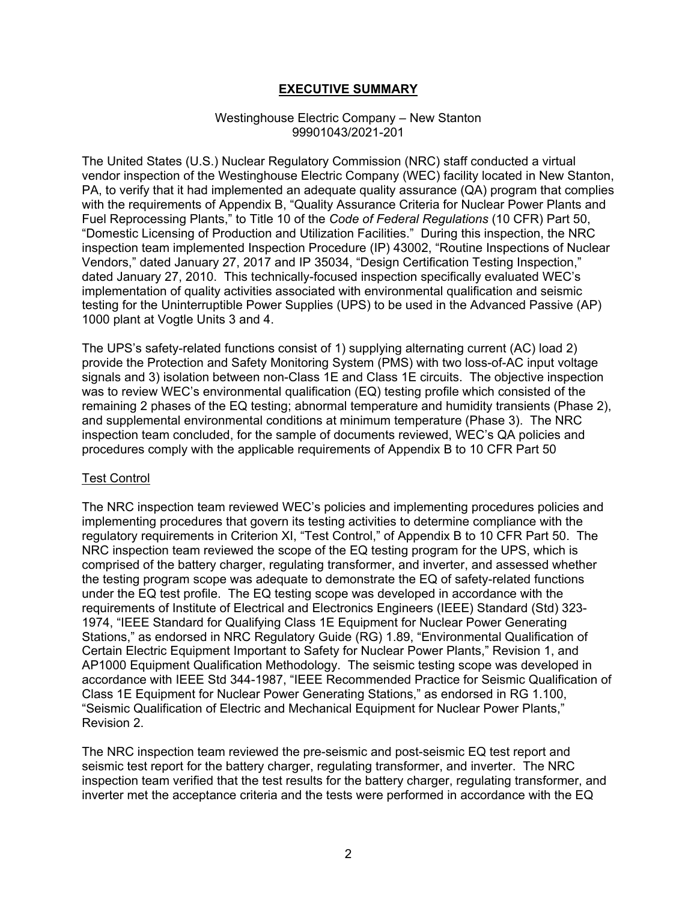# EXECUTIVE SUMMARY

Westinghouse Electric Company – New Stanton
99901043/2021-201

The United States (U.S.) Nuclear Regulatory Commission (NRC) staff conducted a virtual vendor inspection of the Westinghouse Electric Company (WEC) facility located in New Stanton, PA, to verify that it had implemented an adequate quality assurance (QA) program that complies with the requirements of Appendix B, "Quality Assurance Criteria for Nuclear Power Plants and Fuel Reprocessing Plants," to Title 10 of the *Code of Federal Regulations* (10 CFR) Part 50, "Domestic Licensing of Production and Utilization Facilities." During this inspection, the NRC inspection team implemented Inspection Procedure (IP) 43002, "Routine Inspections of Nuclear Vendors," dated January 27, 2017 and IP 35034, "Design Certification Testing Inspection," dated January 27, 2010. This technically-focused inspection specifically evaluated WEC's implementation of quality activities associated with environmental qualification and seismic testing for the Uninterruptible Power Supplies (UPS) to be used in the Advanced Passive (AP) 1000 plant at Vogtle Units 3 and 4.

The UPS's safety-related functions consist of 1) supplying alternating current (AC) load 2) provide the Protection and Safety Monitoring System (PMS) with two loss-of-AC input voltage signals and 3) isolation between non-Class 1E and Class 1E circuits. The objective inspection was to review WEC's environmental qualification (EQ) testing profile which consisted of the remaining 2 phases of the EQ testing; abnormal temperature and humidity transients (Phase 2), and supplemental environmental conditions at minimum temperature (Phase 3). The NRC inspection team concluded, for the sample of documents reviewed, WEC's QA policies and procedures comply with the applicable requirements of Appendix B to 10 CFR Part 50

## Test Control

The NRC inspection team reviewed WEC's policies and implementing procedures policies and implementing procedures that govern its testing activities to determine compliance with the regulatory requirements in Criterion XI, "Test Control," of Appendix B to 10 CFR Part 50. The NRC inspection team reviewed the scope of the EQ testing program for the UPS, which is comprised of the battery charger, regulating transformer, and inverter, and assessed whether the testing program scope was adequate to demonstrate the EQ of safety-related functions under the EQ test profile. The EQ testing scope was developed in accordance with the requirements of Institute of Electrical and Electronics Engineers (IEEE) Standard (Std) 323-1974, "IEEE Standard for Qualifying Class 1E Equipment for Nuclear Power Generating Stations," as endorsed in NRC Regulatory Guide (RG) 1.89, "Environmental Qualification of Certain Electric Equipment Important to Safety for Nuclear Power Plants," Revision 1, and AP1000 Equipment Qualification Methodology. The seismic testing scope was developed in accordance with IEEE Std 344-1987, "IEEE Recommended Practice for Seismic Qualification of Class 1E Equipment for Nuclear Power Generating Stations," as endorsed in RG 1.100, "Seismic Qualification of Electric and Mechanical Equipment for Nuclear Power Plants," Revision 2.

The NRC inspection team reviewed the pre-seismic and post-seismic EQ test report and seismic test report for the battery charger, regulating transformer, and inverter. The NRC inspection team verified that the test results for the battery charger, regulating transformer, and inverter met the acceptance criteria and the tests were performed in accordance with the EQ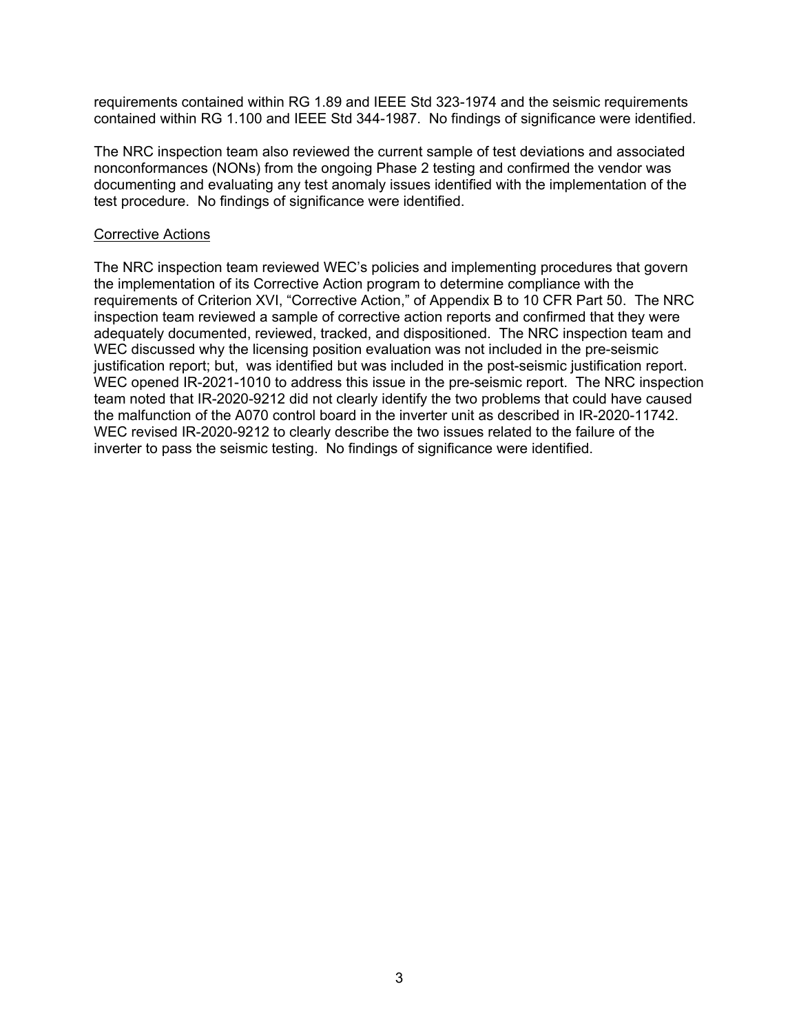requirements contained within RG 1.89 and IEEE Std 323-1974 and the seismic requirements contained within RG 1.100 and IEEE Std 344-1987. No findings of significance were identified.

The NRC inspection team also reviewed the current sample of test deviations and associated nonconformances (NONs) from the ongoing Phase 2 testing and confirmed the vendor was documenting and evaluating any test anomaly issues identified with the implementation of the test procedure. No findings of significance were identified.

Corrective Actions

The NRC inspection team reviewed WEC's policies and implementing procedures that govern the implementation of its Corrective Action program to determine compliance with the requirements of Criterion XVI, "Corrective Action," of Appendix B to 10 CFR Part 50. The NRC inspection team reviewed a sample of corrective action reports and confirmed that they were adequately documented, reviewed, tracked, and dispositioned. The NRC inspection team and WEC discussed why the licensing position evaluation was not included in the pre-seismic justification report; but, was identified but was included in the post-seismic justification report. WEC opened IR-2021-1010 to address this issue in the pre-seismic report. The NRC inspection team noted that IR-2020-9212 did not clearly identify the two problems that could have caused the malfunction of the A070 control board in the inverter unit as described in IR-2020-11742. WEC revised IR-2020-9212 to clearly describe the two issues related to the failure of the inverter to pass the seismic testing. No findings of significance were identified.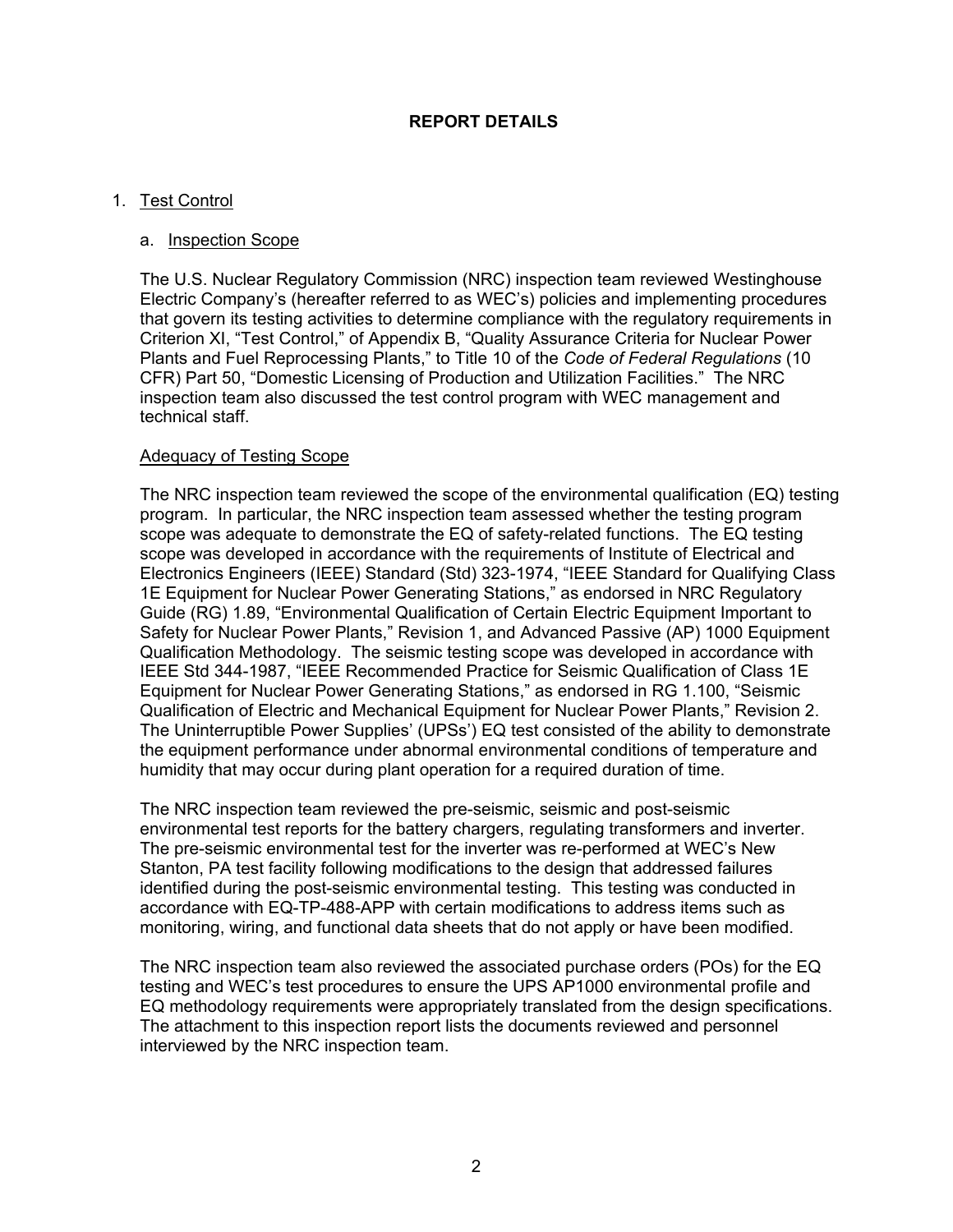# REPORT DETAILS

## 1. Test Control

### a. Inspection Scope

The U.S. Nuclear Regulatory Commission (NRC) inspection team reviewed Westinghouse Electric Company's (hereafter referred to as WEC's) policies and implementing procedures that govern its testing activities to determine compliance with the regulatory requirements in Criterion XI, "Test Control," of Appendix B, "Quality Assurance Criteria for Nuclear Power Plants and Fuel Reprocessing Plants," to Title 10 of the *Code of Federal Regulations* (10 CFR) Part 50, "Domestic Licensing of Production and Utilization Facilities." The NRC inspection team also discussed the test control program with WEC management and technical staff.

Adequacy of Testing Scope

The NRC inspection team reviewed the scope of the environmental qualification (EQ) testing program. In particular, the NRC inspection team assessed whether the testing program scope was adequate to demonstrate the EQ of safety-related functions. The EQ testing scope was developed in accordance with the requirements of Institute of Electrical and Electronics Engineers (IEEE) Standard (Std) 323-1974, "IEEE Standard for Qualifying Class 1E Equipment for Nuclear Power Generating Stations," as endorsed in NRC Regulatory Guide (RG) 1.89, "Environmental Qualification of Certain Electric Equipment Important to Safety for Nuclear Power Plants," Revision 1, and Advanced Passive (AP) 1000 Equipment Qualification Methodology. The seismic testing scope was developed in accordance with IEEE Std 344-1987, "IEEE Recommended Practice for Seismic Qualification of Class 1E Equipment for Nuclear Power Generating Stations," as endorsed in RG 1.100, "Seismic Qualification of Electric and Mechanical Equipment for Nuclear Power Plants," Revision 2. The Uninterruptible Power Supplies' (UPSs') EQ test consisted of the ability to demonstrate the equipment performance under abnormal environmental conditions of temperature and humidity that may occur during plant operation for a required duration of time.

The NRC inspection team reviewed the pre-seismic, seismic and post-seismic environmental test reports for the battery chargers, regulating transformers and inverter. The pre-seismic environmental test for the inverter was re-performed at WEC's New Stanton, PA test facility following modifications to the design that addressed failures identified during the post-seismic environmental testing. This testing was conducted in accordance with EQ-TP-488-APP with certain modifications to address items such as monitoring, wiring, and functional data sheets that do not apply or have been modified.

The NRC inspection team also reviewed the associated purchase orders (POs) for the EQ testing and WEC's test procedures to ensure the UPS AP1000 environmental profile and EQ methodology requirements were appropriately translated from the design specifications. The attachment to this inspection report lists the documents reviewed and personnel interviewed by the NRC inspection team.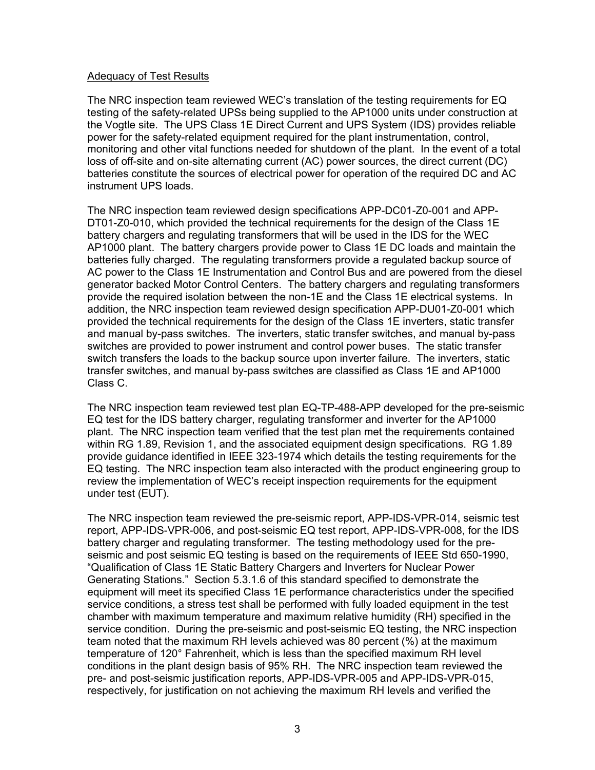## Adequacy of Test Results

The NRC inspection team reviewed WEC's translation of the testing requirements for EQ testing of the safety-related UPSs being supplied to the AP1000 units under construction at the Vogtle site. The UPS Class 1E Direct Current and UPS System (IDS) provides reliable power for the safety-related equipment required for the plant instrumentation, control, monitoring and other vital functions needed for shutdown of the plant. In the event of a total loss of off-site and on-site alternating current (AC) power sources, the direct current (DC) batteries constitute the sources of electrical power for operation of the required DC and AC instrument UPS loads.

The NRC inspection team reviewed design specifications APP-DC01-Z0-001 and APP-DT01-Z0-010, which provided the technical requirements for the design of the Class 1E battery chargers and regulating transformers that will be used in the IDS for the WEC AP1000 plant. The battery chargers provide power to Class 1E DC loads and maintain the batteries fully charged. The regulating transformers provide a regulated backup source of AC power to the Class 1E Instrumentation and Control Bus and are powered from the diesel generator backed Motor Control Centers. The battery chargers and regulating transformers provide the required isolation between the non-1E and the Class 1E electrical systems. In addition, the NRC inspection team reviewed design specification APP-DU01-Z0-001 which provided the technical requirements for the design of the Class 1E inverters, static transfer and manual by-pass switches. The inverters, static transfer switches, and manual by-pass switches are provided to power instrument and control power buses. The static transfer switch transfers the loads to the backup source upon inverter failure. The inverters, static transfer switches, and manual by-pass switches are classified as Class 1E and AP1000 Class C.

The NRC inspection team reviewed test plan EQ-TP-488-APP developed for the pre-seismic EQ test for the IDS battery charger, regulating transformer and inverter for the AP1000 plant. The NRC inspection team verified that the test plan met the requirements contained within RG 1.89, Revision 1, and the associated equipment design specifications. RG 1.89 provide guidance identified in IEEE 323-1974 which details the testing requirements for the EQ testing. The NRC inspection team also interacted with the product engineering group to review the implementation of WEC's receipt inspection requirements for the equipment under test (EUT).

The NRC inspection team reviewed the pre-seismic report, APP-IDS-VPR-014, seismic test report, APP-IDS-VPR-006, and post-seismic EQ test report, APP-IDS-VPR-008, for the IDS battery charger and regulating transformer. The testing methodology used for the pre-seismic and post seismic EQ testing is based on the requirements of IEEE Std 650-1990, "Qualification of Class 1E Static Battery Chargers and Inverters for Nuclear Power Generating Stations." Section 5.3.1.6 of this standard specified to demonstrate the equipment will meet its specified Class 1E performance characteristics under the specified service conditions, a stress test shall be performed with fully loaded equipment in the test chamber with maximum temperature and maximum relative humidity (RH) specified in the service condition. During the pre-seismic and post-seismic EQ testing, the NRC inspection team noted that the maximum RH levels achieved was 80 percent (%) at the maximum temperature of 120° Fahrenheit, which is less than the specified maximum RH level conditions in the plant design basis of 95% RH. The NRC inspection team reviewed the pre- and post-seismic justification reports, APP-IDS-VPR-005 and APP-IDS-VPR-015, respectively, for justification on not achieving the maximum RH levels and verified the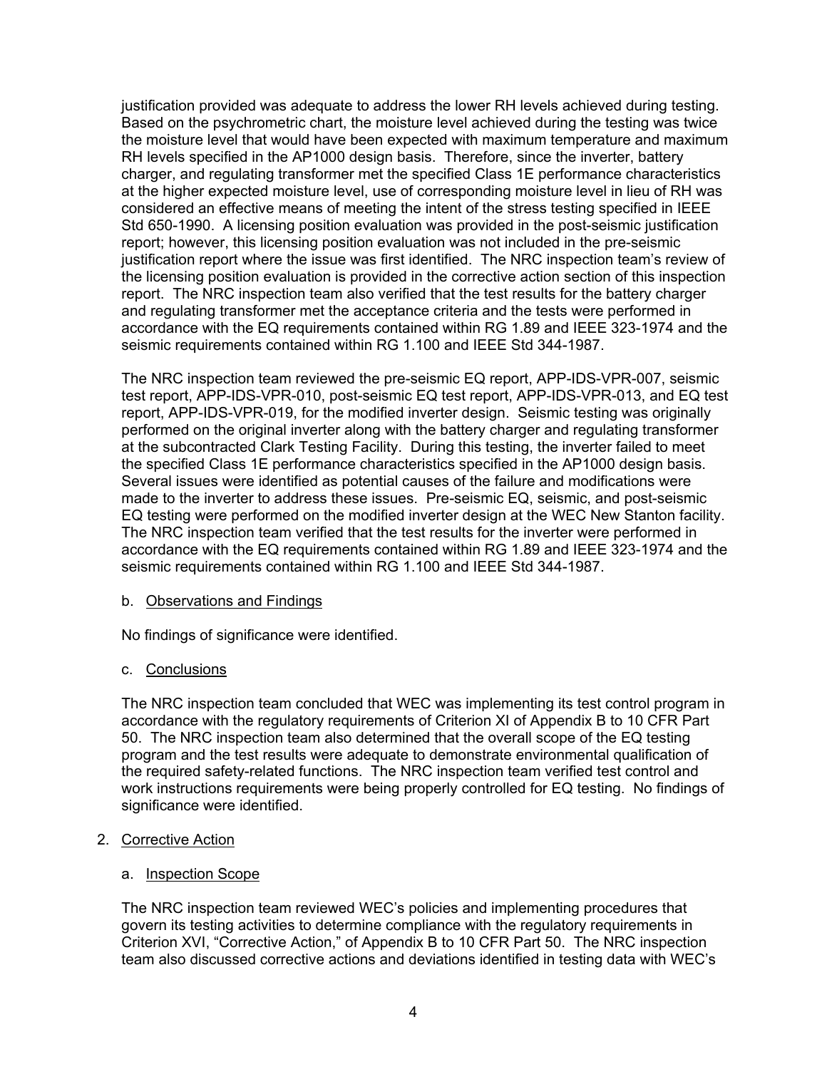justification provided was adequate to address the lower RH levels achieved during testing. Based on the psychrometric chart, the moisture level achieved during the testing was twice the moisture level that would have been expected with maximum temperature and maximum RH levels specified in the AP1000 design basis. Therefore, since the inverter, battery charger, and regulating transformer met the specified Class 1E performance characteristics at the higher expected moisture level, use of corresponding moisture level in lieu of RH was considered an effective means of meeting the intent of the stress testing specified in IEEE Std 650-1990. A licensing position evaluation was provided in the post-seismic justification report; however, this licensing position evaluation was not included in the pre-seismic justification report where the issue was first identified. The NRC inspection team's review of the licensing position evaluation is provided in the corrective action section of this inspection report. The NRC inspection team also verified that the test results for the battery charger and regulating transformer met the acceptance criteria and the tests were performed in accordance with the EQ requirements contained within RG 1.89 and IEEE 323-1974 and the seismic requirements contained within RG 1.100 and IEEE Std 344-1987.

The NRC inspection team reviewed the pre-seismic EQ report, APP-IDS-VPR-007, seismic test report, APP-IDS-VPR-010, post-seismic EQ test report, APP-IDS-VPR-013, and EQ test report, APP-IDS-VPR-019, for the modified inverter design. Seismic testing was originally performed on the original inverter along with the battery charger and regulating transformer at the subcontracted Clark Testing Facility. During this testing, the inverter failed to meet the specified Class 1E performance characteristics specified in the AP1000 design basis. Several issues were identified as potential causes of the failure and modifications were made to the inverter to address these issues. Pre-seismic EQ, seismic, and post-seismic EQ testing were performed on the modified inverter design at the WEC New Stanton facility. The NRC inspection team verified that the test results for the inverter were performed in accordance with the EQ requirements contained within RG 1.89 and IEEE 323-1974 and the seismic requirements contained within RG 1.100 and IEEE Std 344-1987.

b. Observations and Findings

No findings of significance were identified.

c. Conclusions

The NRC inspection team concluded that WEC was implementing its test control program in accordance with the regulatory requirements of Criterion XI of Appendix B to 10 CFR Part 50. The NRC inspection team also determined that the overall scope of the EQ testing program and the test results were adequate to demonstrate environmental qualification of the required safety-related functions. The NRC inspection team verified test control and work instructions requirements were being properly controlled for EQ testing. No findings of significance were identified.

2. Corrective Action

a. Inspection Scope

The NRC inspection team reviewed WEC's policies and implementing procedures that govern its testing activities to determine compliance with the regulatory requirements in Criterion XVI, "Corrective Action," of Appendix B to 10 CFR Part 50. The NRC inspection team also discussed corrective actions and deviations identified in testing data with WEC's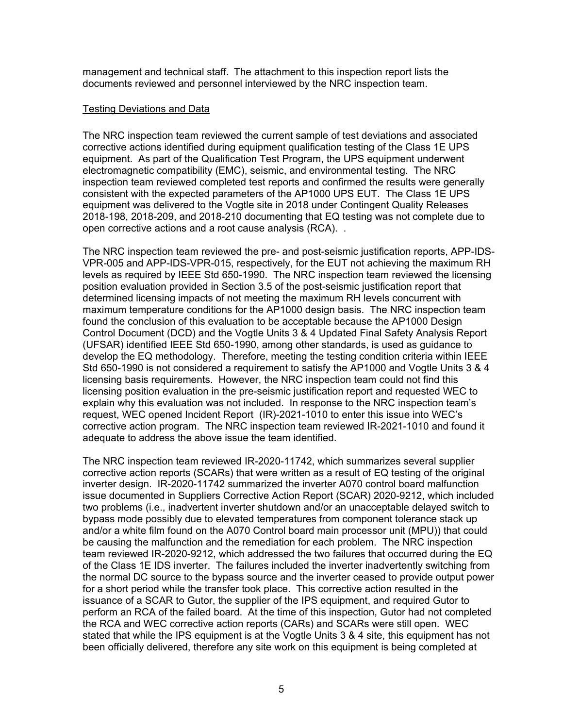management and technical staff. The attachment to this inspection report lists the documents reviewed and personnel interviewed by the NRC inspection team.

Testing Deviations and Data

The NRC inspection team reviewed the current sample of test deviations and associated corrective actions identified during equipment qualification testing of the Class 1E UPS equipment. As part of the Qualification Test Program, the UPS equipment underwent electromagnetic compatibility (EMC), seismic, and environmental testing. The NRC inspection team reviewed completed test reports and confirmed the results were generally consistent with the expected parameters of the AP1000 UPS EUT. The Class 1E UPS equipment was delivered to the Vogtle site in 2018 under Contingent Quality Releases 2018-198, 2018-209, and 2018-210 documenting that EQ testing was not complete due to open corrective actions and a root cause analysis (RCA). .

The NRC inspection team reviewed the pre- and post-seismic justification reports, APP-IDS-VPR-005 and APP-IDS-VPR-015, respectively, for the EUT not achieving the maximum RH levels as required by IEEE Std 650-1990. The NRC inspection team reviewed the licensing position evaluation provided in Section 3.5 of the post-seismic justification report that determined licensing impacts of not meeting the maximum RH levels concurrent with maximum temperature conditions for the AP1000 design basis. The NRC inspection team found the conclusion of this evaluation to be acceptable because the AP1000 Design Control Document (DCD) and the Vogtle Units 3 & 4 Updated Final Safety Analysis Report (UFSAR) identified IEEE Std 650-1990, among other standards, is used as guidance to develop the EQ methodology. Therefore, meeting the testing condition criteria within IEEE Std 650-1990 is not considered a requirement to satisfy the AP1000 and Vogtle Units 3 & 4 licensing basis requirements. However, the NRC inspection team could not find this licensing position evaluation in the pre-seismic justification report and requested WEC to explain why this evaluation was not included. In response to the NRC inspection team's request, WEC opened Incident Report (IR)-2021-1010 to enter this issue into WEC's corrective action program. The NRC inspection team reviewed IR-2021-1010 and found it adequate to address the above issue the team identified.

The NRC inspection team reviewed IR-2020-11742, which summarizes several supplier corrective action reports (SCARs) that were written as a result of EQ testing of the original inverter design. IR-2020-11742 summarized the inverter A070 control board malfunction issue documented in Suppliers Corrective Action Report (SCAR) 2020-9212, which included two problems (i.e., inadvertent inverter shutdown and/or an unacceptable delayed switch to bypass mode possibly due to elevated temperatures from component tolerance stack up and/or a white film found on the A070 Control board main processor unit (MPU)) that could be causing the malfunction and the remediation for each problem. The NRC inspection team reviewed IR-2020-9212, which addressed the two failures that occurred during the EQ of the Class 1E IDS inverter. The failures included the inverter inadvertently switching from the normal DC source to the bypass source and the inverter ceased to provide output power for a short period while the transfer took place. This corrective action resulted in the issuance of a SCAR to Gutor, the supplier of the IPS equipment, and required Gutor to perform an RCA of the failed board. At the time of this inspection, Gutor had not completed the RCA and WEC corrective action reports (CARs) and SCARs were still open. WEC stated that while the IPS equipment is at the Vogtle Units 3 & 4 site, this equipment has not been officially delivered, therefore any site work on this equipment is being completed at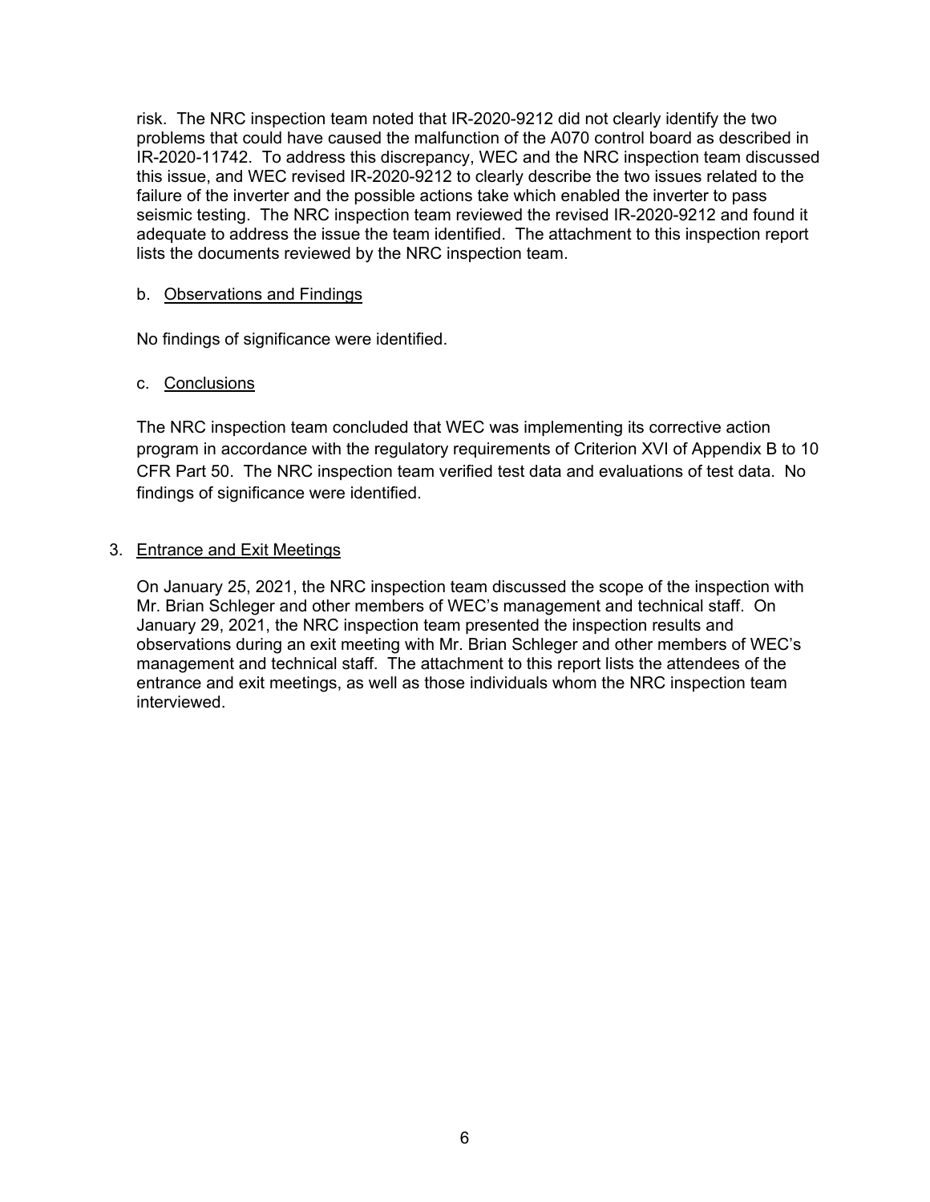risk. The NRC inspection team noted that IR-2020-9212 did not clearly identify the two problems that could have caused the malfunction of the A070 control board as described in IR-2020-11742. To address this discrepancy, WEC and the NRC inspection team discussed this issue, and WEC revised IR-2020-9212 to clearly describe the two issues related to the failure of the inverter and the possible actions take which enabled the inverter to pass seismic testing. The NRC inspection team reviewed the revised IR-2020-9212 and found it adequate to address the issue the team identified. The attachment to this inspection report lists the documents reviewed by the NRC inspection team.

b. Observations and Findings

No findings of significance were identified.

c. Conclusions

The NRC inspection team concluded that WEC was implementing its corrective action program in accordance with the regulatory requirements of Criterion XVI of Appendix B to 10 CFR Part 50. The NRC inspection team verified test data and evaluations of test data. No findings of significance were identified.

3. Entrance and Exit Meetings

On January 25, 2021, the NRC inspection team discussed the scope of the inspection with Mr. Brian Schleger and other members of WEC's management and technical staff. On January 29, 2021, the NRC inspection team presented the inspection results and observations during an exit meeting with Mr. Brian Schleger and other members of WEC's management and technical staff. The attachment to this report lists the attendees of the entrance and exit meetings, as well as those individuals whom the NRC inspection team interviewed.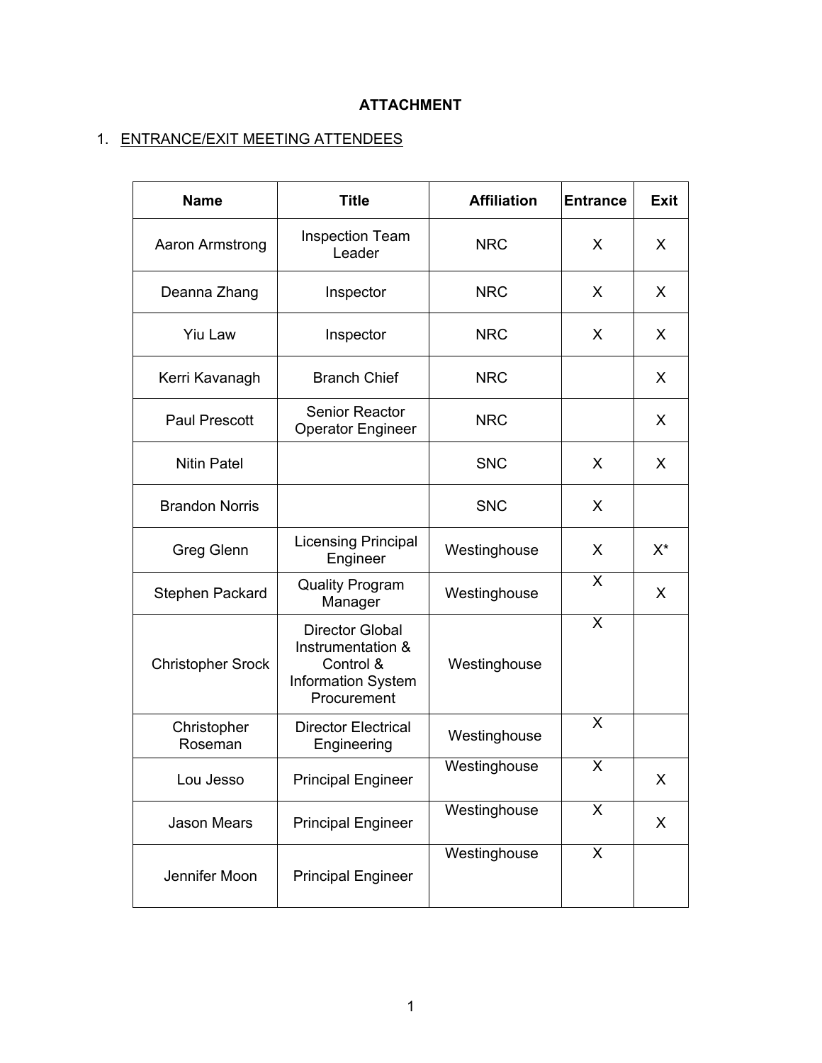**ATTACHMENT**

1. ENTRANCE/EXIT MEETING ATTENDEES

| Name | Title | Affiliation | Entrance | Exit |
|---|---|---|---|---|
| Aaron Armstrong | Inspection Team Leader | NRC | X | X |
| Deanna Zhang | Inspector | NRC | X | X |
| Yiu Law | Inspector | NRC | X | X |
| Kerri Kavanagh | Branch Chief | NRC | | X |
| Paul Prescott | Senior Reactor Operator Engineer | NRC | | X |
| Nitin Patel | | SNC | X | X |
| Brandon Norris | | SNC | X | |
| Greg Glenn | Licensing Principal Engineer | Westinghouse | X | X* |
| Stephen Packard | Quality Program Manager | Westinghouse | X | X |
| Christopher Srock | Director Global Instrumentation & Control & Information System Procurement | Westinghouse | X | |
| Christopher Roseman | Director Electrical Engineering | Westinghouse | X | |
| Lou Jesso | Principal Engineer | Westinghouse | X | X |
| Jason Mears | Principal Engineer | Westinghouse | X | X |
| Jennifer Moon | Principal Engineer | Westinghouse | X | |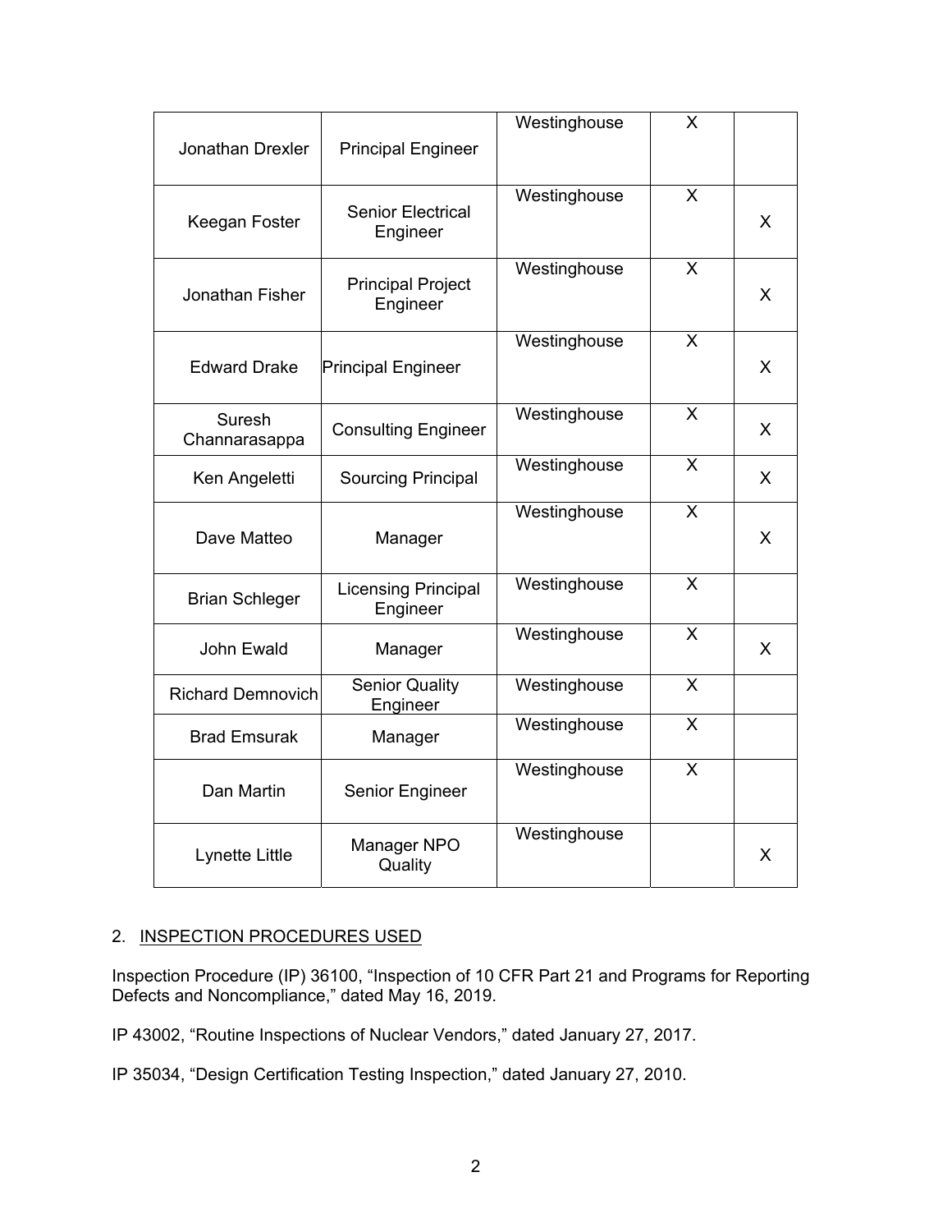| | | | | |
|---|---|---|---|---|
| Jonathan Drexler | Principal Engineer | Westinghouse | X | |
| Keegan Foster | Senior Electrical Engineer | Westinghouse | X | X |
| Jonathan Fisher | Principal Project Engineer | Westinghouse | X | X |
| Edward Drake | Principal Engineer | Westinghouse | X | X |
| Suresh Channarasappa | Consulting Engineer | Westinghouse | X | X |
| Ken Angeletti | Sourcing Principal | Westinghouse | X | X |
| Dave Matteo | Manager | Westinghouse | X | X |
| Brian Schleger | Licensing Principal Engineer | Westinghouse | X | |
| John Ewald | Manager | Westinghouse | X | X |
| Richard Demnovich | Senior Quality Engineer | Westinghouse | X | |
| Brad Emsurak | Manager | Westinghouse | X | |
| Dan Martin | Senior Engineer | Westinghouse | X | |
| Lynette Little | Manager NPO Quality | Westinghouse | | X |

2. INSPECTION PROCEDURES USED

Inspection Procedure (IP) 36100, "Inspection of 10 CFR Part 21 and Programs for Reporting Defects and Noncompliance," dated May 16, 2019.

IP 43002, "Routine Inspections of Nuclear Vendors," dated January 27, 2017.

IP 35034, "Design Certification Testing Inspection," dated January 27, 2010.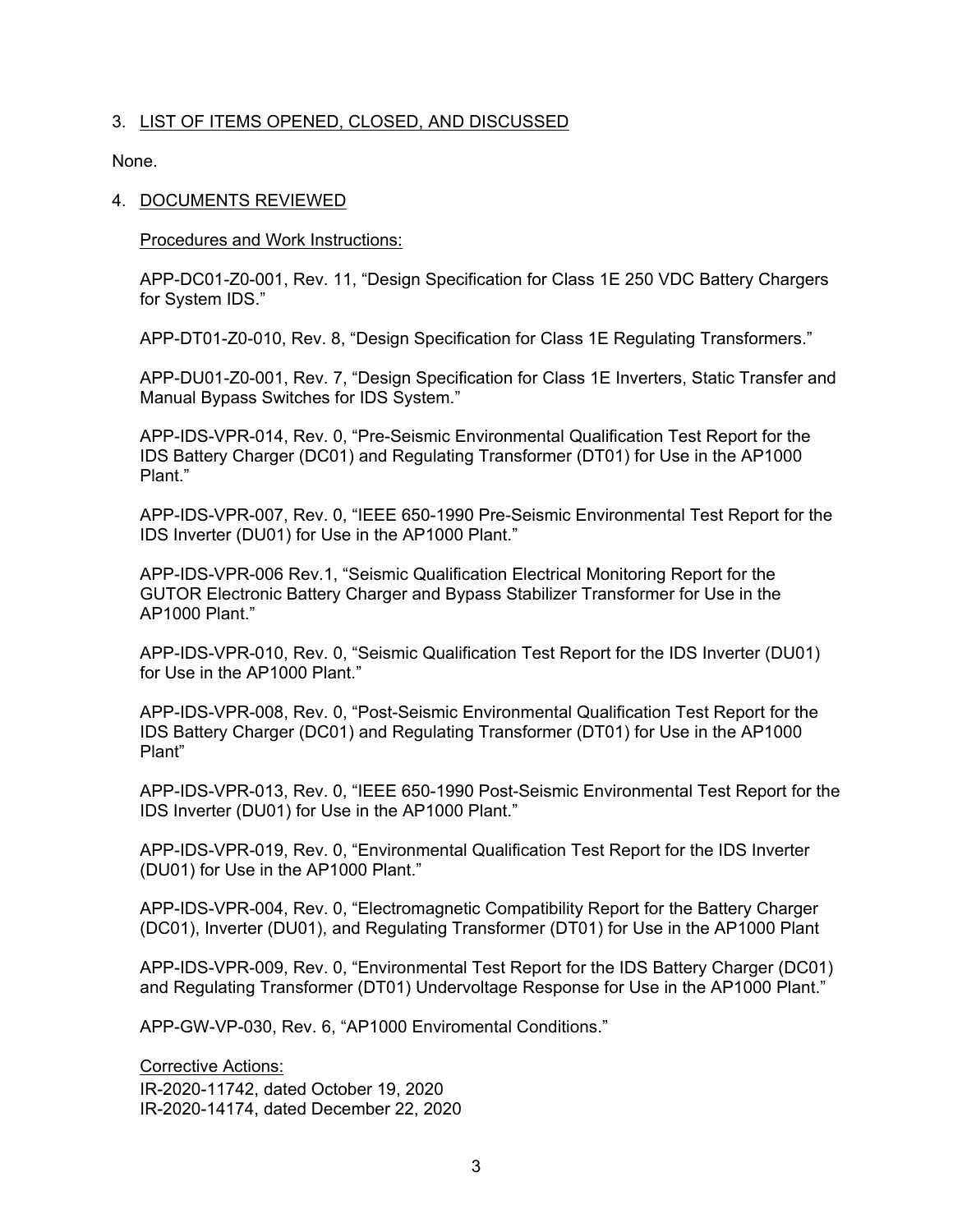## 3. LIST OF ITEMS OPENED, CLOSED, AND DISCUSSED

None.

## 4. DOCUMENTS REVIEWED

Procedures and Work Instructions:

APP-DC01-Z0-001, Rev. 11, "Design Specification for Class 1E 250 VDC Battery Chargers for System IDS."

APP-DT01-Z0-010, Rev. 8, "Design Specification for Class 1E Regulating Transformers."

APP-DU01-Z0-001, Rev. 7, "Design Specification for Class 1E Inverters, Static Transfer and Manual Bypass Switches for IDS System."

APP-IDS-VPR-014, Rev. 0, "Pre-Seismic Environmental Qualification Test Report for the IDS Battery Charger (DC01) and Regulating Transformer (DT01) for Use in the AP1000 Plant."

APP-IDS-VPR-007, Rev. 0, "IEEE 650-1990 Pre-Seismic Environmental Test Report for the IDS Inverter (DU01) for Use in the AP1000 Plant."

APP-IDS-VPR-006 Rev.1, "Seismic Qualification Electrical Monitoring Report for the GUTOR Electronic Battery Charger and Bypass Stabilizer Transformer for Use in the AP1000 Plant."

APP-IDS-VPR-010, Rev. 0, "Seismic Qualification Test Report for the IDS Inverter (DU01) for Use in the AP1000 Plant."

APP-IDS-VPR-008, Rev. 0, "Post-Seismic Environmental Qualification Test Report for the IDS Battery Charger (DC01) and Regulating Transformer (DT01) for Use in the AP1000 Plant"

APP-IDS-VPR-013, Rev. 0, "IEEE 650-1990 Post-Seismic Environmental Test Report for the IDS Inverter (DU01) for Use in the AP1000 Plant."

APP-IDS-VPR-019, Rev. 0, "Environmental Qualification Test Report for the IDS Inverter (DU01) for Use in the AP1000 Plant."

APP-IDS-VPR-004, Rev. 0, "Electromagnetic Compatibility Report for the Battery Charger (DC01), Inverter (DU01), and Regulating Transformer (DT01) for Use in the AP1000 Plant

APP-IDS-VPR-009, Rev. 0, "Environmental Test Report for the IDS Battery Charger (DC01) and Regulating Transformer (DT01) Undervoltage Response for Use in the AP1000 Plant."

APP-GW-VP-030, Rev. 6, "AP1000 Enviromental Conditions."

Corrective Actions:

IR-2020-11742, dated October 19, 2020
IR-2020-14174, dated December 22, 2020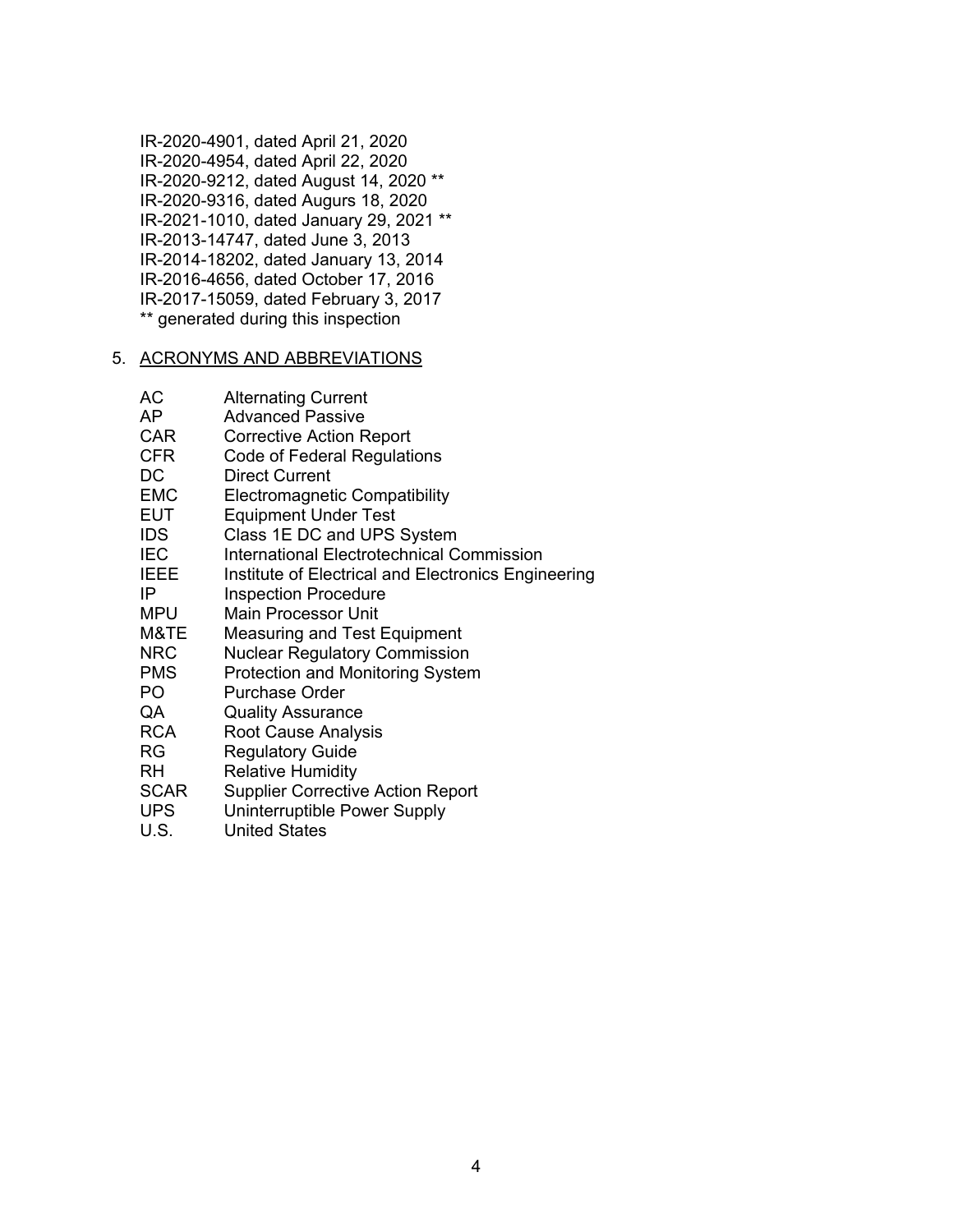IR-2020-4901, dated April 21, 2020
IR-2020-4954, dated April 22, 2020
IR-2020-9212, dated August 14, 2020 **
IR-2020-9316, dated Augurs 18, 2020
IR-2021-1010, dated January 29, 2021 **
IR-2013-14747, dated June 3, 2013
IR-2014-18202, dated January 13, 2014
IR-2016-4656, dated October 17, 2016
IR-2017-15059, dated February 3, 2017
** generated during this inspection

5. ACRONYMS AND ABBREVIATIONS

| | |
|---|---|
| AC | Alternating Current |
| AP | Advanced Passive |
| CAR | Corrective Action Report |
| CFR | Code of Federal Regulations |
| DC | Direct Current |
| EMC | Electromagnetic Compatibility |
| EUT | Equipment Under Test |
| IDS | Class 1E DC and UPS System |
| IEC | International Electrotechnical Commission |
| IEEE | Institute of Electrical and Electronics Engineering |
| IP | Inspection Procedure |
| MPU | Main Processor Unit |
| M&TE | Measuring and Test Equipment |
| NRC | Nuclear Regulatory Commission |
| PMS | Protection and Monitoring System |
| PO | Purchase Order |
| QA | Quality Assurance |
| RCA | Root Cause Analysis |
| RG | Regulatory Guide |
| RH | Relative Humidity |
| SCAR | Supplier Corrective Action Report |
| UPS | Uninterruptible Power Supply |
| U.S. | United States |